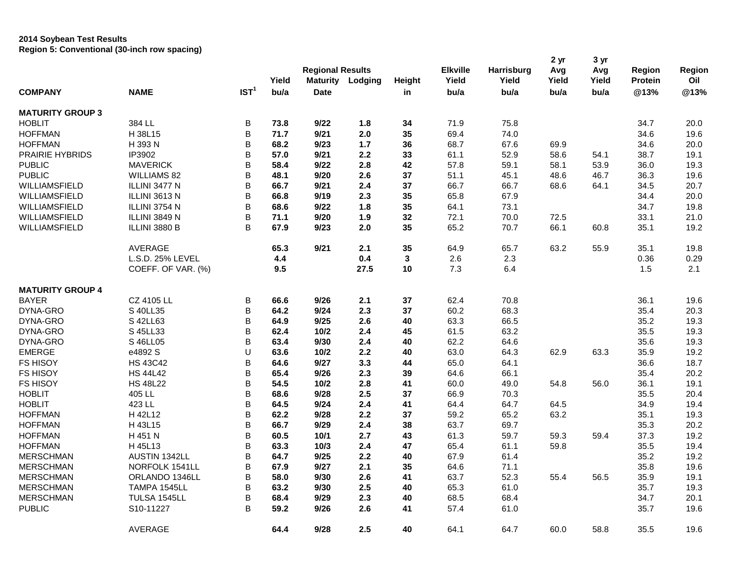**2014 Soybean Test Results**
**Region 5: Conventional (30-inch row spacing)**

| COMPANY | NAME | IST[1] | Yield bu/a | Regional Results Maturity Date | Lodging | Height in | Elkville Yield bu/a | Harrisburg Yield bu/a | 2 yr Avg Yield bu/a | 3 yr Avg Yield bu/a | Region Protein @13% | Region Oil @13% |
|---|---|---|---|---|---|---|---|---|---|---|---|---|
| **MATURITY GROUP 3** | | | | | | | | | | | | |
| HOBLIT | 384 LL | B | **73.8** | **9/22** | **1.8** | **34** | 71.9 | 75.8 | | | 34.7 | 20.0 |
| HOFFMAN | H 38L15 | B | **71.7** | **9/21** | **2.0** | **35** | 69.4 | 74.0 | | | 34.6 | 19.6 |
| HOFFMAN | H 393 N | B | **68.2** | **9/23** | **1.7** | **36** | 68.7 | 67.6 | 69.9 | | 34.6 | 20.0 |
| PRAIRIE HYBRIDS | IP3902 | B | **57.0** | **9/21** | **2.2** | **33** | 61.1 | 52.9 | 58.6 | 54.1 | 38.7 | 19.1 |
| PUBLIC | MAVERICK | B | **58.4** | **9/22** | **2.8** | **42** | 57.8 | 59.1 | 58.1 | 53.9 | 36.0 | 19.3 |
| PUBLIC | WILLIAMS 82 | B | **48.1** | **9/20** | **2.6** | **37** | 51.1 | 45.1 | 48.6 | 46.7 | 36.3 | 19.6 |
| WILLIAMSFIELD | ILLINI 3477 N | B | **66.7** | **9/21** | **2.4** | **37** | 66.7 | 66.7 | 68.6 | 64.1 | 34.5 | 20.7 |
| WILLIAMSFIELD | ILLINI 3613 N | B | **66.8** | **9/19** | **2.3** | **35** | 65.8 | 67.9 | | | 34.4 | 20.0 |
| WILLIAMSFIELD | ILLINI 3754 N | B | **68.6** | **9/22** | **1.8** | **35** | 64.1 | 73.1 | | | 34.7 | 19.8 |
| WILLIAMSFIELD | ILLINI 3849 N | B | **71.1** | **9/20** | **1.9** | **32** | 72.1 | 70.0 | 72.5 | | 33.1 | 21.0 |
| WILLIAMSFIELD | ILLINI 3880 B | B | **67.9** | **9/23** | **2.0** | **35** | 65.2 | 70.7 | 66.1 | 60.8 | 35.1 | 19.2 |
| | AVERAGE | | **65.3** | **9/21** | **2.1** | **35** | 64.9 | 65.7 | 63.2 | 55.9 | 35.1 | 19.8 |
| | L.S.D. 25% LEVEL | | **4.4** | | **0.4** | **3** | 2.6 | 2.3 | | | 0.36 | 0.29 |
| | COEFF. OF VAR. (%) | | **9.5** | | **27.5** | **10** | 7.3 | 6.4 | | | 1.5 | 2.1 |
| **MATURITY GROUP 4** | | | | | | | | | | | | |
| BAYER | CZ 4105 LL | B | **66.6** | **9/26** | **2.1** | **37** | 62.4 | 70.8 | | | 36.1 | 19.6 |
| DYNA-GRO | S 40LL35 | B | **64.2** | **9/24** | **2.3** | **37** | 60.2 | 68.3 | | | 35.4 | 20.3 |
| DYNA-GRO | S 42LL63 | B | **64.9** | **9/25** | **2.6** | **40** | 63.3 | 66.5 | | | 35.2 | 19.3 |
| DYNA-GRO | S 45LL33 | B | **62.4** | **10/2** | **2.4** | **45** | 61.5 | 63.2 | | | 35.5 | 19.3 |
| DYNA-GRO | S 46LL05 | B | **63.4** | **9/30** | **2.4** | **40** | 62.2 | 64.6 | | | 35.6 | 19.3 |
| EMERGE | e4892 S | U | **63.6** | **10/2** | **2.2** | **40** | 63.0 | 64.3 | 62.9 | 63.3 | 35.9 | 19.2 |
| FS HISOY | HS 43C42 | B | **64.6** | **9/27** | **3.3** | **44** | 65.0 | 64.1 | | | 36.6 | 18.7 |
| FS HISOY | HS 44L42 | B | **65.4** | **9/26** | **2.3** | **39** | 64.6 | 66.1 | | | 35.4 | 20.2 |
| FS HISOY | HS 48L22 | B | **54.5** | **10/2** | **2.8** | **41** | 60.0 | 49.0 | 54.8 | 56.0 | 36.1 | 19.1 |
| HOBLIT | 405 LL | B | **68.6** | **9/28** | **2.5** | **37** | 66.9 | 70.3 | | | 35.5 | 20.4 |
| HOBLIT | 423 LL | B | **64.5** | **9/24** | **2.4** | **41** | 64.4 | 64.7 | 64.5 | | 34.9 | 19.4 |
| HOFFMAN | H 42L12 | B | **62.2** | **9/28** | **2.2** | **37** | 59.2 | 65.2 | 63.2 | | 35.1 | 19.3 |
| HOFFMAN | H 43L15 | B | **66.7** | **9/29** | **2.4** | **38** | 63.7 | 69.7 | | | 35.3 | 20.2 |
| HOFFMAN | H 451 N | B | **60.5** | **10/1** | **2.7** | **43** | 61.3 | 59.7 | 59.3 | 59.4 | 37.3 | 19.2 |
| HOFFMAN | H 45L13 | B | **63.3** | **10/3** | **2.4** | **47** | 65.4 | 61.1 | 59.8 | | 35.5 | 19.4 |
| MERSCHMAN | AUSTIN 1342LL | B | **64.7** | **9/25** | **2.2** | **40** | 67.9 | 61.4 | | | 35.2 | 19.2 |
| MERSCHMAN | NORFOLK 1541LL | B | **67.9** | **9/27** | **2.1** | **35** | 64.6 | 71.1 | | | 35.8 | 19.6 |
| MERSCHMAN | ORLANDO 1346LL | B | **58.0** | **9/30** | **2.6** | **41** | 63.7 | 52.3 | 55.4 | 56.5 | 35.9 | 19.1 |
| MERSCHMAN | TAMPA 1545LL | B | **63.2** | **9/30** | **2.5** | **40** | 65.3 | 61.0 | | | 35.7 | 19.3 |
| MERSCHMAN | TULSA 1545LL | B | **68.4** | **9/29** | **2.3** | **40** | 68.5 | 68.4 | | | 34.7 | 20.1 |
| PUBLIC | S10-11227 | B | **59.2** | **9/26** | **2.6** | **41** | 57.4 | 61.0 | | | 35.7 | 19.6 |
| | AVERAGE | | **64.4** | **9/28** | **2.5** | **40** | 64.1 | 64.7 | 60.0 | 58.8 | 35.5 | 19.6 |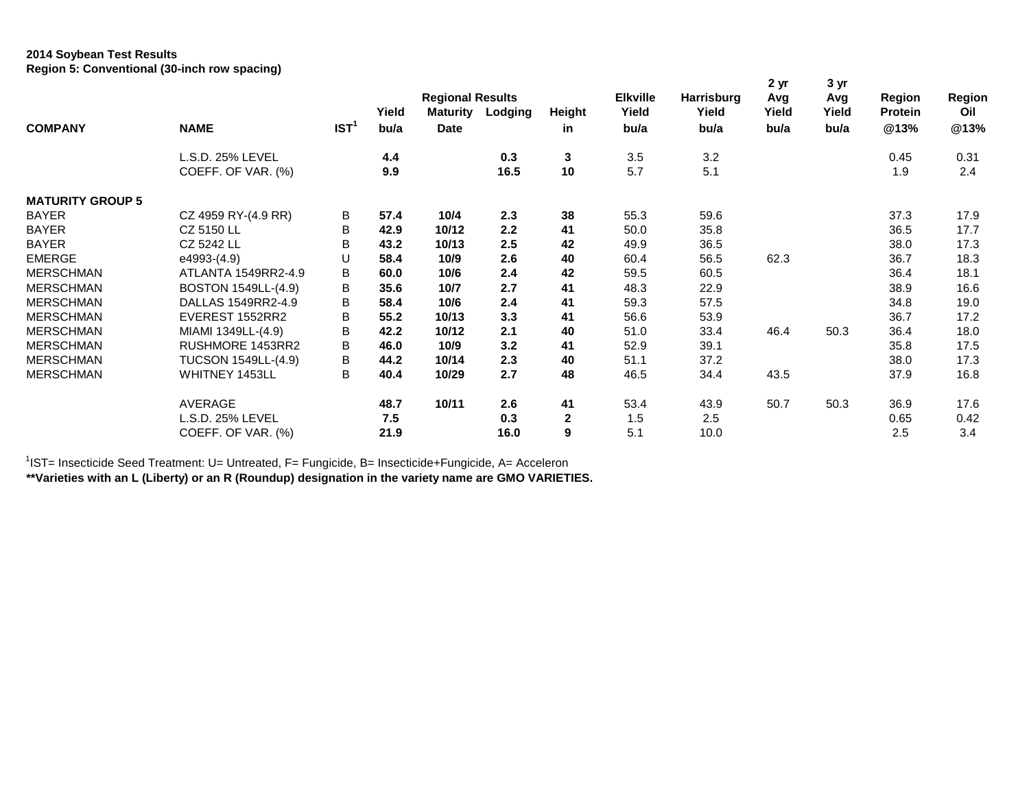**2014 Soybean Test Results**
**Region 5: Conventional (30-inch row spacing)**

| COMPANY | NAME | IST[1] | Yield bu/a | Regional Results Maturity Date | Lodging | Height in | Elkville Yield bu/a | Harrisburg Yield bu/a | 2 yr Avg Yield bu/a | 3 yr Avg Yield bu/a | Region Protein @13% | Region Oil @13% |
|---|---|---|---|---|---|---|---|---|---|---|---|---|
| | L.S.D. 25% LEVEL | | **4.4** | | **0.3** | **3** | 3.5 | 3.2 | | | 0.45 | 0.31 |
| | COEFF. OF VAR. (%) | | **9.9** | | **16.5** | **10** | 5.7 | 5.1 | | | 1.9 | 2.4 |
| **MATURITY GROUP 5** | | | | | | | | | | | | |
| BAYER | CZ 4959 RY-(4.9 RR) | B | **57.4** | **10/4** | **2.3** | **38** | 55.3 | 59.6 | | | 37.3 | 17.9 |
| BAYER | CZ 5150 LL | B | **42.9** | **10/12** | **2.2** | **41** | 50.0 | 35.8 | | | 36.5 | 17.7 |
| BAYER | CZ 5242 LL | B | **43.2** | **10/13** | **2.5** | **42** | 49.9 | 36.5 | | | 38.0 | 17.3 |
| EMERGE | e4993-(4.9) | U | **58.4** | **10/9** | **2.6** | **40** | 60.4 | 56.5 | 62.3 | | 36.7 | 18.3 |
| MERSCHMAN | ATLANTA 1549RR2-4.9 | B | **60.0** | **10/6** | **2.4** | **42** | 59.5 | 60.5 | | | 36.4 | 18.1 |
| MERSCHMAN | BOSTON 1549LL-(4.9) | B | **35.6** | **10/7** | **2.7** | **41** | 48.3 | 22.9 | | | 38.9 | 16.6 |
| MERSCHMAN | DALLAS 1549RR2-4.9 | B | **58.4** | **10/6** | **2.4** | **41** | 59.3 | 57.5 | | | 34.8 | 19.0 |
| MERSCHMAN | EVEREST 1552RR2 | B | **55.2** | **10/13** | **3.3** | **41** | 56.6 | 53.9 | | | 36.7 | 17.2 |
| MERSCHMAN | MIAMI 1349LL-(4.9) | B | **42.2** | **10/12** | **2.1** | **40** | 51.0 | 33.4 | 46.4 | 50.3 | 36.4 | 18.0 |
| MERSCHMAN | RUSHMORE 1453RR2 | B | **46.0** | **10/9** | **3.2** | **41** | 52.9 | 39.1 | | | 35.8 | 17.5 |
| MERSCHMAN | TUCSON 1549LL-(4.9) | B | **44.2** | **10/14** | **2.3** | **40** | 51.1 | 37.2 | | | 38.0 | 17.3 |
| MERSCHMAN | WHITNEY 1453LL | B | **40.4** | **10/29** | **2.7** | **48** | 46.5 | 34.4 | 43.5 | | 37.9 | 16.8 |
| | AVERAGE | | **48.7** | **10/11** | **2.6** | **41** | 53.4 | 43.9 | 50.7 | 50.3 | 36.9 | 17.6 |
| | L.S.D. 25% LEVEL | | **7.5** | | **0.3** | **2** | 1.5 | 2.5 | | | 0.65 | 0.42 |
| | COEFF. OF VAR. (%) | | **21.9** | | **16.0** | **9** | 5.1 | 10.0 | | | 2.5 | 3.4 |

[1]IST= Insecticide Seed Treatment: U= Untreated, F= Fungicide, B= Insecticide+Fungicide, A= Acceleron

****Varieties with an L (Liberty) or an R (Roundup) designation in the variety name are GMO VARIETIES.**